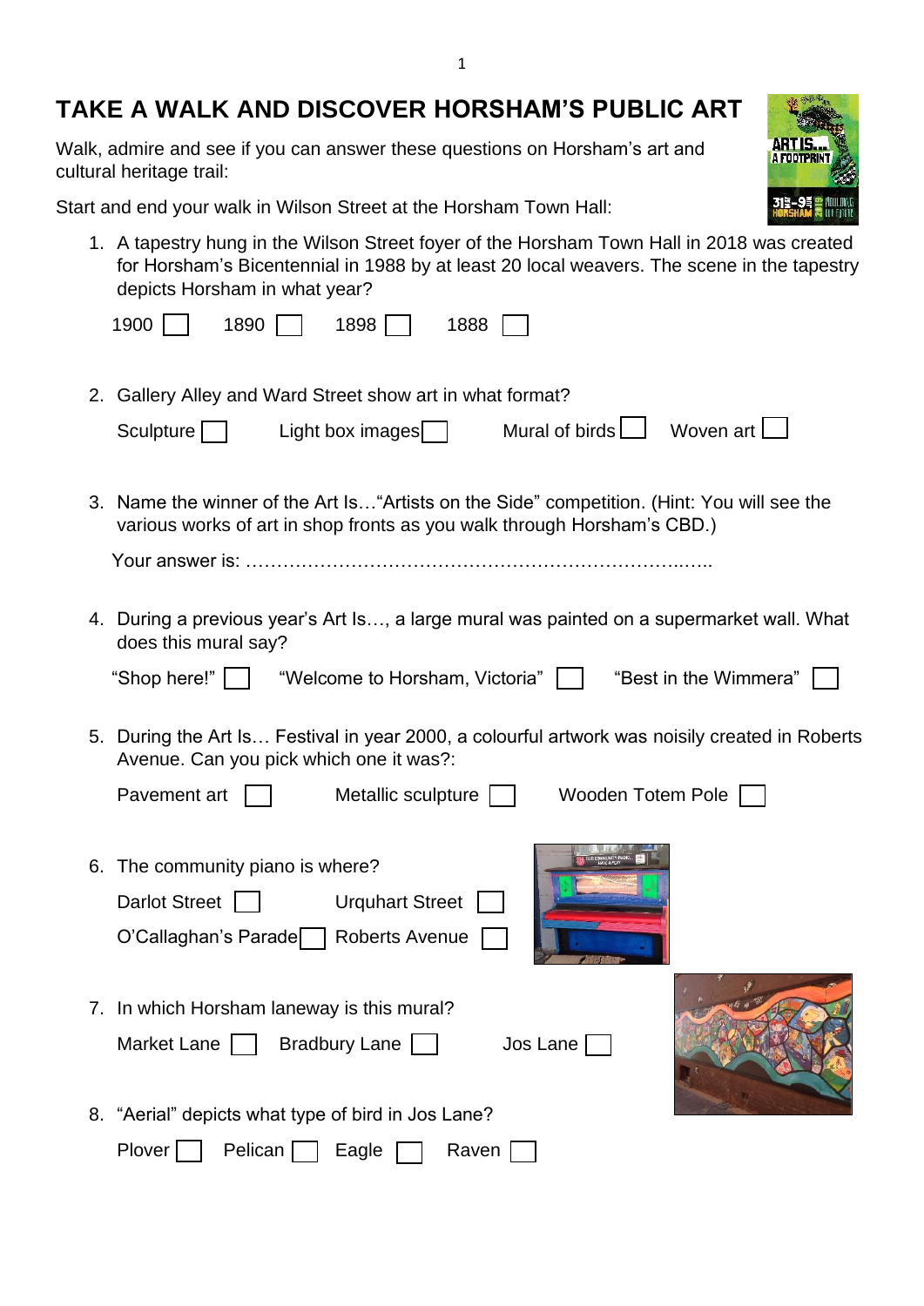# TAKE A WALK AND DISCOVER HORSHAM'S PUBLIC ART

Walk, admire and see if you can answer these questions on Horsham's art and cultural heritage trail:

Start and end your walk in Wilson Street at the Horsham Town Hall:

1. A tapestry hung in the Wilson Street foyer of the Horsham Town Hall in 2018 was created for Horsham's Bicentennial in 1988 by at least 20 local weavers. The scene in the tapestry depicts Horsham in what year?

   1900 ☐ 1890 ☐ 1898 ☐ 1888 ☐

2. Gallery Alley and Ward Street show art in what format?

   Sculpture ☐ Light box images ☐ Mural of birds ☐ Woven art ☐

3. Name the winner of the Art Is…"Artists on the Side" competition. (Hint: You will see the various works of art in shop fronts as you walk through Horsham's CBD.)

   Your answer is: ……………………………………………………………..…..

4. During a previous year's Art Is…, a large mural was painted on a supermarket wall. What does this mural say?

   "Shop here!" ☐ "Welcome to Horsham, Victoria" ☐ "Best in the Wimmera" ☐

5. During the Art Is… Festival in year 2000, a colourful artwork was noisily created in Roberts Avenue. Can you pick which one it was?:

   Pavement art ☐ Metallic sculpture ☐ Wooden Totem Pole ☐

6. The community piano is where?

   Darlot Street ☐ Urquhart Street ☐
   O'Callaghan's Parade ☐ Roberts Avenue ☐

7. In which Horsham laneway is this mural?

   Market Lane ☐ Bradbury Lane ☐ Jos Lane ☐

8. "Aerial" depicts what type of bird in Jos Lane?

   Plover ☐ Pelican ☐ Eagle ☐ Raven ☐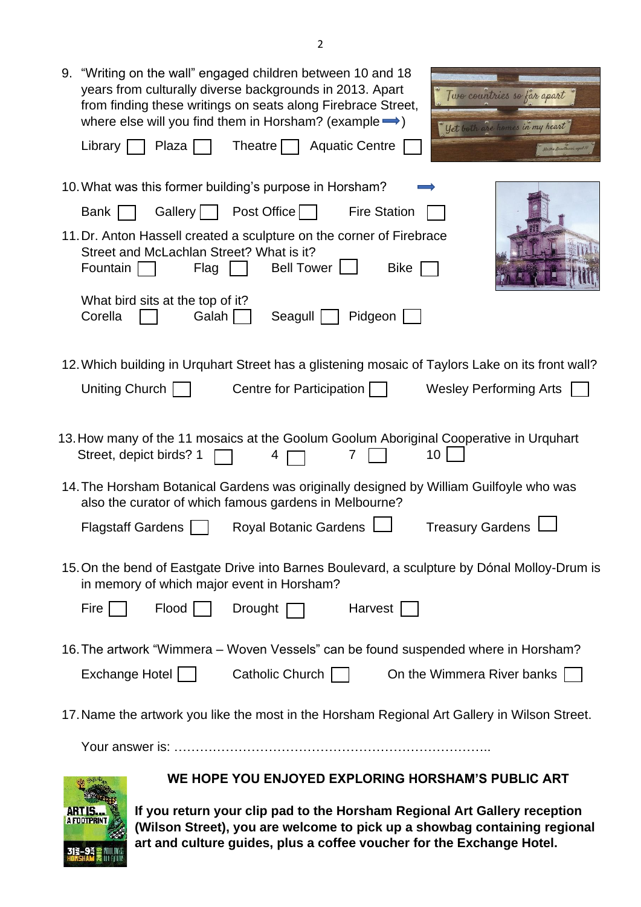9. "Writing on the wall" engaged children between 10 and 18 years from culturally diverse backgrounds in 2013. Apart from finding these writings on seats along Firebrace Street, where else will you find them in Horsham? (example ➡)

   Library ☐ Plaza ☐ Theatre ☐ Aquatic Centre ☐

10. What was this former building's purpose in Horsham? ➡

    Bank ☐ Gallery ☐ Post Office ☐ Fire Station ☐

11. Dr. Anton Hassell created a sculpture on the corner of Firebrace Street and McLachlan Street? What is it?

    Fountain ☐ Flag ☐ Bell Tower ☐ Bike ☐

    What bird sits at the top of it?

    Corella ☐ Galah ☐ Seagull ☐ Pidgeon ☐

12. Which building in Urquhart Street has a glistening mosaic of Taylors Lake on its front wall?

    Uniting Church ☐ Centre for Participation ☐ Wesley Performing Arts ☐

13. How many of the 11 mosaics at the Goolum Goolum Aboriginal Cooperative in Urquhart Street, depict birds? 1 ☐ 4 ☐ 7 ☐ 10 ☐

14. The Horsham Botanical Gardens was originally designed by William Guilfoyle who was also the curator of which famous gardens in Melbourne?

    Flagstaff Gardens ☐ Royal Botanic Gardens ☐ Treasury Gardens ☐

15. On the bend of Eastgate Drive into Barnes Boulevard, a sculpture by Dónal Molloy-Drum is in memory of which major event in Horsham?

    Fire ☐ Flood ☐ Drought ☐ Harvest ☐

16. The artwork "Wimmera – Woven Vessels" can be found suspended where in Horsham?

    Exchange Hotel ☐ Catholic Church ☐ On the Wimmera River banks ☐

17. Name the artwork you like the most in the Horsham Regional Art Gallery in Wilson Street.

    Your answer is: ……………………………………………………………………..

**WE HOPE YOU ENJOYED EXPLORING HORSHAM'S PUBLIC ART**

**If you return your clip pad to the Horsham Regional Art Gallery reception (Wilson Street), you are welcome to pick up a showbag containing regional art and culture guides, plus a coffee voucher for the Exchange Hotel.**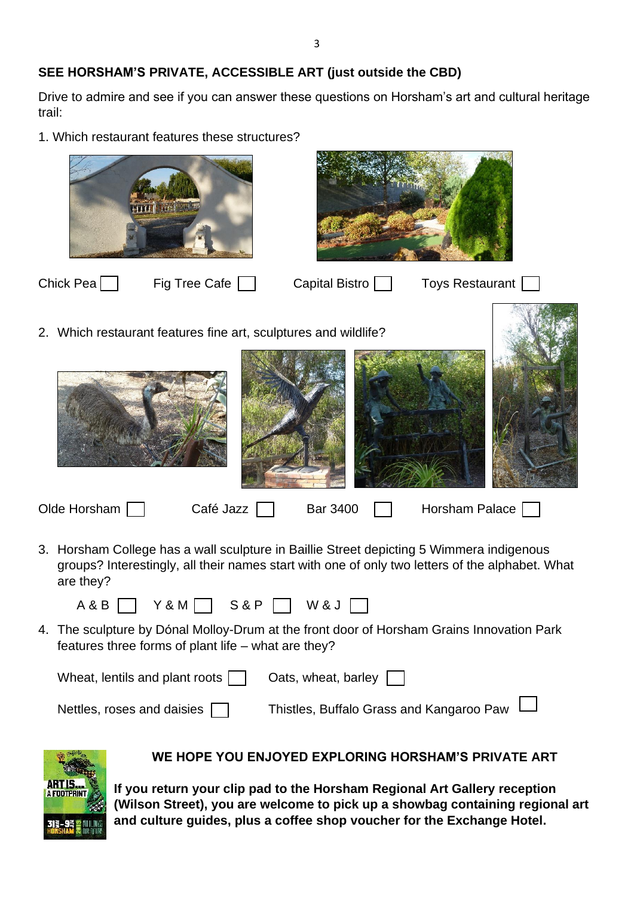**SEE HORSHAM'S PRIVATE, ACCESSIBLE ART (just outside the CBD)**

Drive to admire and see if you can answer these questions on Horsham's art and cultural heritage trail:

1. Which restaurant features these structures?

Chick Pea ☐ Fig Tree Cafe ☐ Capital Bistro ☐ Toys Restaurant ☐

2. Which restaurant features fine art, sculptures and wildlife?

Olde Horsham ☐ Café Jazz ☐ Bar 3400 ☐ Horsham Palace ☐

3. Horsham College has a wall sculpture in Baillie Street depicting 5 Wimmera indigenous groups? Interestingly, all their names start with one of only two letters of the alphabet. What are they?

   A & B ☐ Y & M ☐ S & P ☐ W & J ☐

4. The sculpture by Dónal Molloy-Drum at the front door of Horsham Grains Innovation Park features three forms of plant life – what are they?

   Wheat, lentils and plant roots ☐ Oats, wheat, barley ☐

   Nettles, roses and daisies ☐ Thistles, Buffalo Grass and Kangaroo Paw ☐

**WE HOPE YOU ENJOYED EXPLORING HORSHAM'S PRIVATE ART**

**If you return your clip pad to the Horsham Regional Art Gallery reception (Wilson Street), you are welcome to pick up a showbag containing regional art and culture guides, plus a coffee shop voucher for the Exchange Hotel.**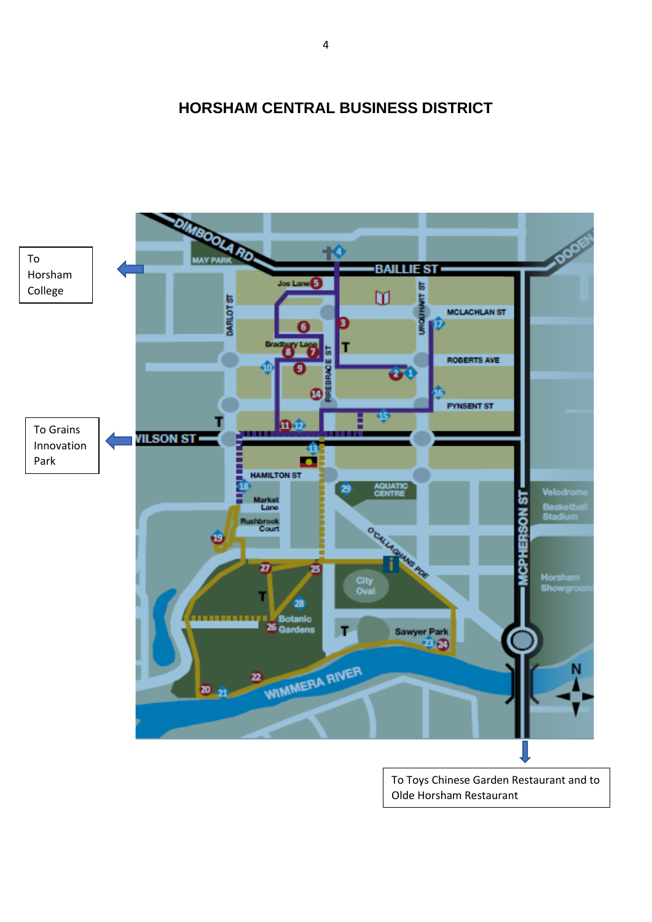# HORSHAM CENTRAL BUSINESS DISTRICT

To Horsham College

To Grains Innovation Park

DIMBOOLA RD
MAY PARK
BAILLIE ST
DOOEN
Jos Lane
DARLOT ST
URQUHART ST
MCLACHLAN ST
Bradbury Lane
FIREBRACE ST
ROBERTS AVE
PYNSENT ST
WILSON ST
HAMILTON ST
AQUATIC CENTRE
Market Lane
Rushbrook Court
O'CALLAGHANS PDE
MCPHERSON ST
Velodrome
Basketball Stadium
Horsham Showground
City Oval
Botanic Gardens
Sawyer Park
WIMMERA RIVER
N

To Toys Chinese Garden Restaurant and to Olde Horsham Restaurant